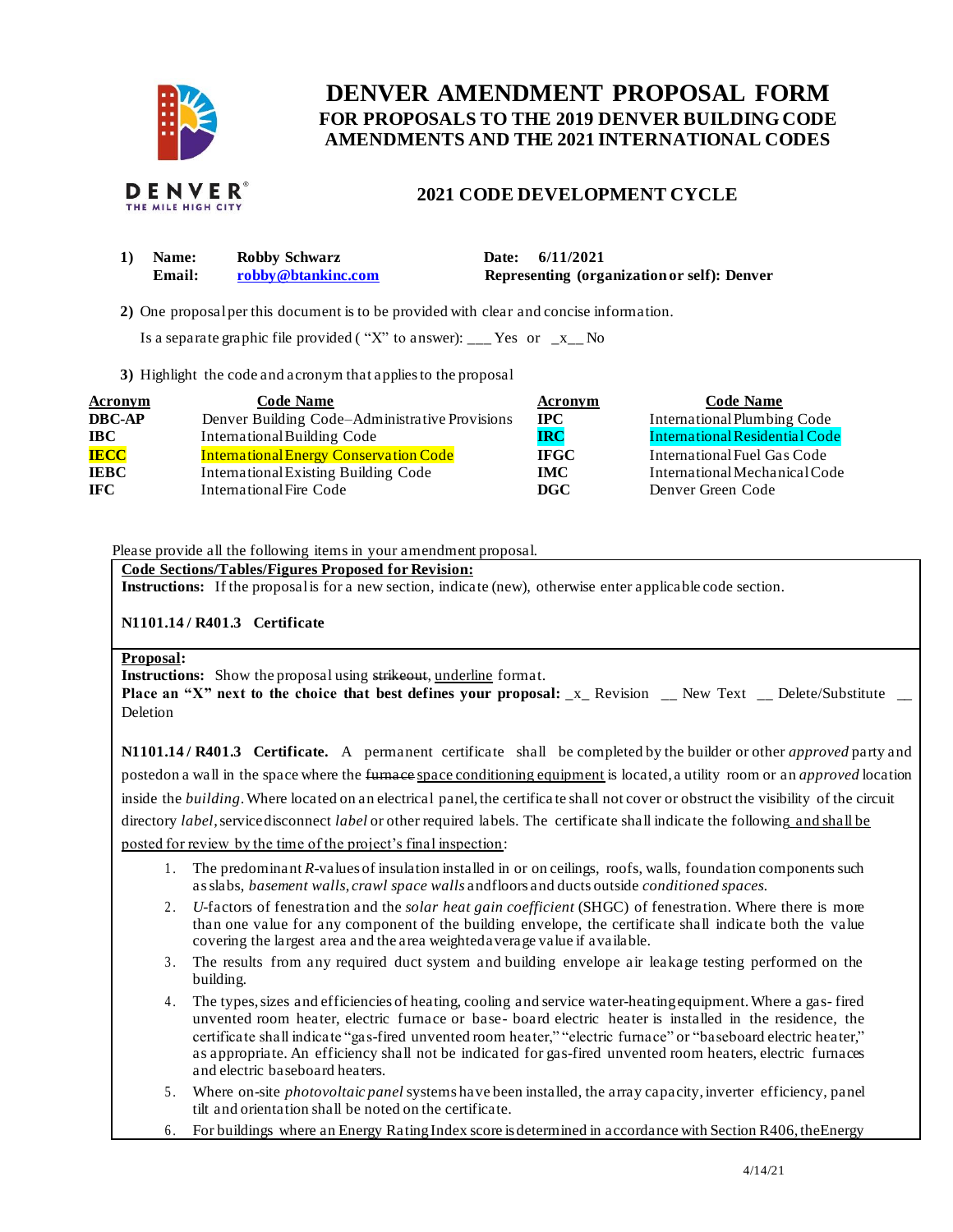# DENVER AMENDMENT PROPOSAL FORM

## FOR PROPOSALS TO THE 2019 DENVER BUILDING CODE AMENDMENTS AND THE 2021 INTERNATIONAL CODES

## 2021 CODE DEVELOPMENT CYCLE

**1) Name:** Robby Schwarz **Date:** 6/11/2021
**Email:** robby@btankinc.com **Representing (organization or self):** Denver

**2)** One proposal per this document is to be provided with clear and concise information.

Is a separate graphic file provided ( "X" to answer): ___ Yes or _x__ No

**3)** Highlight the code and acronym that applies to the proposal

| Acronym | Code Name | Acronym | Code Name |
|---|---|---|---|
| **DBC-AP** | Denver Building Code–Administrative Provisions | **IPC** | International Plumbing Code |
| **IBC** | International Building Code | **IRC** | International Residential Code |
| **IECC** | International Energy Conservation Code | **IFGC** | International Fuel Gas Code |
| **IEBC** | International Existing Building Code | **IMC** | International Mechanical Code |
| **IFC** | International Fire Code | **DGC** | Denver Green Code |

Please provide all the following items in your amendment proposal.

**Code Sections/Tables/Figures Proposed for Revision:**

**Instructions:** If the proposal is for a new section, indicate (new), otherwise enter applicable code section.

**N1101.14 / R401.3 Certificate**

**Proposal:**

**Instructions:** Show the proposal using ~~strikeout~~, <u>underline</u> format.

**Place an "X" next to the choice that best defines your proposal:** _x_ Revision __ New Text __ Delete/Substitute __ Deletion

**N1101.14 / R401.3 Certificate.** A permanent certificate shall be completed by the builder or other *approved* party and posted on a wall in the space where the ~~furnace~~ <u>space conditioning equipment</u> is located, a utility room or an *approved* location inside the *building*. Where located on an electrical panel, the certificate shall not cover or obstruct the visibility of the circuit directory *label*, service disconnect *label* or other required labels. The certificate shall indicate the following<u> and shall be posted for review by the time of the project's final inspection</u>:

1. The predominant *R*-values of insulation installed in or on ceilings, roofs, walls, foundation components such as slabs, *basement walls*, *crawl space walls* and floors and ducts outside *conditioned spaces*.
2. *U*-factors of fenestration and the *solar heat gain coefficient* (SHGC) of fenestration. Where there is more than one value for any component of the building envelope, the certificate shall indicate both the value covering the largest area and the area weighted average value if available.
3. The results from any required duct system and building envelope air leakage testing performed on the building.
4. The types, sizes and efficiencies of heating, cooling and service water-heating equipment. Where a gas-fired unvented room heater, electric furnace or base- board electric heater is installed in the residence, the certificate shall indicate "gas-fired unvented room heater," "electric furnace" or "baseboard electric heater," as appropriate. An efficiency shall not be indicated for gas-fired unvented room heaters, electric furnaces and electric baseboard heaters.
5. Where on-site *photovoltaic panel* systems have been installed, the array capacity, inverter efficiency, panel tilt and orientation shall be noted on the certificate.
6. For buildings where an Energy Rating Index score is determined in accordance with Section R406, the Energy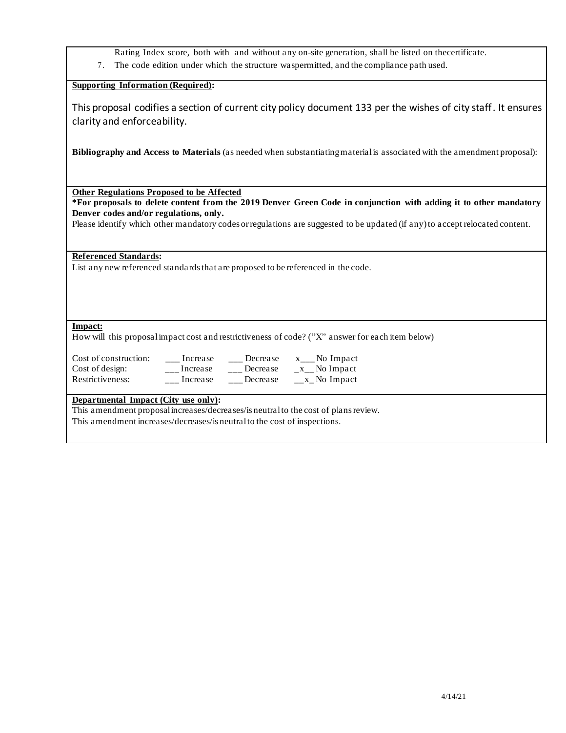Rating Index score, both with and without any on-site generation, shall be listed on thecertificate.

7. The code edition under which the structure waspermitted, and the compliance path used.

**Supporting Information (Required):**

This proposal codifies a section of current city policy document 133 per the wishes of city staff. It ensures clarity and enforceability.

**Bibliography and Access to Materials** (as needed when substantiating material is associated with the amendment proposal):

**Other Regulations Proposed to be Affected**

**\*For proposals to delete content from the 2019 Denver Green Code in conjunction with adding it to other mandatory Denver codes and/or regulations, only.**

Please identify which other mandatory codes or regulations are suggested to be updated (if any) to accept relocated content.

**Referenced Standards:**

List any new referenced standards that are proposed to be referenced in the code.

**Impact:**

How will this proposal impact cost and restrictiveness of code? ("X" answer for each item below)

Cost of construction: ___ Increase ___ Decrease x___ No Impact
Cost of design: ___ Increase ___ Decrease _x__ No Impact
Restrictiveness: ___ Increase ___ Decrease __x_ No Impact

**Departmental Impact (City use only):**

This amendment proposal increases/decreases/is neutral to the cost of plans review.

This amendment increases/decreases/is neutral to the cost of inspections.

4/14/21